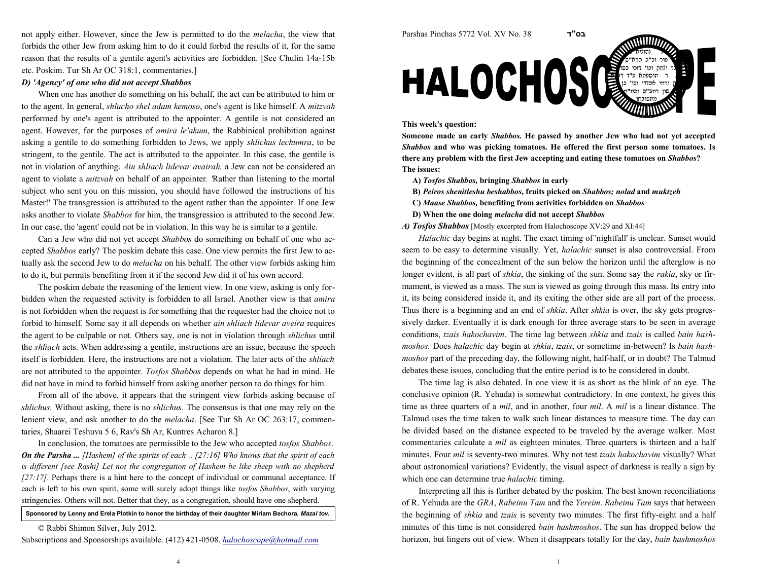not apply either. However, since the Jew is permitted to do the *melacha*, the view that forbids the other Jew from asking him to do it could forbid the results of it, for the same reason that the results of a gentile agent's activities are forbidden. [See Chulin 14a-15b etc. Poskim. Tur Sh Ar OC 318:1, commentaries.]

***D) 'Agency' of one who did not accept Shabbos***

When one has another do something on his behalf, the act can be attributed to him or to the agent. In general, *shlucho shel adam kemoso*, one's agent is like himself. A *mitzvah* performed by one's agent is attributed to the appointer. A gentile is not considered an agent. However, for the purposes of *amira le'akum*, the Rabbinical prohibition against asking a gentile to do something forbidden to Jews, we apply *shlichus lechumra*, to be stringent, to the gentile. The act is attributed to the appointer. In this case, the gentile is not in violation of anything. *Ain shliach lidevar avairah,* a Jew can not be considered an agent to violate a *mitzvah* on behalf of an appointer. 'Rather than listening to the mortal subject who sent you on this mission, you should have followed the instructions of his Master!' The transgression is attributed to the agent rather than the appointer. If one Jew asks another to violate *Shabbos* for him, the transgression is attributed to the second Jew. In our case, the 'agent' could not be in violation. In this way he is similar to a gentile.

Can a Jew who did not yet accept *Shabbos* do something on behalf of one who accepted *Shabbos* early? The poskim debate this case. One view permits the first Jew to actually ask the second Jew to do *melacha* on his behalf. The other view forbids asking him to do it, but permits benefiting from it if the second Jew did it of his own accord.

The poskim debate the reasoning of the lenient view. In one view, asking is only forbidden when the requested activity is forbidden to all Israel. Another view is that *amira* is not forbidden when the request is for something that the requester had the choice not to forbid to himself. Some say it all depends on whether *ain shliach lidevar aveira* requires the agent to be culpable or not. Others say, one is not in violation through *shlichus* until the *shliach* acts. When addressing a gentile, instructions are an issue, because the speech itself is forbidden. Here, the instructions are not a violation. The later acts of the *shliach* are not attributed to the appointer. *Tosfos Shabbos* depends on what he had in mind. He did not have in mind to forbid himself from asking another person to do things for him.

From all of the above, it appears that the stringent view forbids asking because of *shlichus.* Without asking, there is no *shlichus*. The consensus is that one may rely on the lenient view, and ask another to do the *melacha*. [See Tur Sh Ar OC 263:17, commentaries, Shaarei Teshuva 5 6, Rav's Sh Ar, Kuntres Acharon 8.]

In conclusion, the tomatoes are permissible to the Jew who accepted *tosfos Shabbos*.

***On the Parsha ...*** *[Hashem] of the spirits of each .. [27:16] Who knows that the spirit of each is different [see Rashi] Let not the congregation of Hashem be like sheep with no shepherd [27:17]*. Perhaps there is a hint here to the concept of individual or communal acceptance. If each is left to his own spirit, some will surely adopt things like *tosfos Shabbos*, with varying stringencies. Others will not. Better that they, as a congregation, should have one shepherd.

**Sponsored by Lenny and Erela Plotkin to honor the birthday of their daughter Miriam Bechora. *Mazal tov.***

© Rabbi Shimon Silver, July 2012.

Subscriptions and Sponsorships available. (412) 421-0508. halochoscope@hotmail.com

Parshas Pinchas 5772 Vol. XV No. 38 בס"ד

# HALOCHOSCOPE

**This week's question:**

**Someone made an early *Shabbos.* He passed by another Jew who had not yet accepted *Shabbos* and who was picking tomatoes. He offered the first person some tomatoes. Is there any problem with the first Jew accepting and eating these tomatoes on *Shabbos*?**

**The issues:**

- **A) *Tosfos Shabbos,* bringing *Shabbos* in early**
- **B) *Peiros shenitleshu beshabbos*, fruits picked on *Shabbos; nolad* and *muktzeh***
- **C) *Maase Shabbos,* benefiting from activities forbidden on *Shabbos***
- **D) When the one doing *melacha* did not accept *Shabbos***

***A) Tosfos Shabbos*** [Mostly excerpted from Halochoscope XV:29 and XI:44]

*Halachic* day begins at night. The exact timing of 'nightfall' is unclear. Sunset would seem to be easy to determine visually. Yet, *halachic* sunset is also controversial. From the beginning of the concealment of the sun below the horizon until the afterglow is no longer evident, is all part of *shkia*, the sinking of the sun. Some say the *rakia*, sky or firmament, is viewed as a mass. The sun is viewed as going through this mass. Its entry into it, its being considered inside it, and its exiting the other side are all part of the process. Thus there is a beginning and an end of *shkia*. After *shkia* is over, the sky gets progressively darker. Eventually it is dark enough for three average stars to be seen in average conditions, *tzais hakochavim*. The time lag between *shkia* and *tzais* is called *bain hashmoshos.* Does *halachic* day begin at *shkia*, *tzais*, or sometime in-between? Is *bain hashmoshos* part of the preceding day, the following night, half-half, or in doubt? The Talmud debates these issues, concluding that the entire period is to be considered in doubt.

The time lag is also debated. In one view it is as short as the blink of an eye. The conclusive opinion (R. Yehuda) is somewhat contradictory. In one context, he gives this time as three quarters of a *mil*, and in another, four *mil*. A *mil* is a linear distance. The Talmud uses the time taken to walk such linear distances to measure time. The day can be divided based on the distance expected to be traveled by the average walker. Most commentaries calculate a *mil* as eighteen minutes. Three quarters is thirteen and a half minutes. Four *mil* is seventy-two minutes. Why not test *tzais hakochavim* visually? What about astronomical variations? Evidently, the visual aspect of darkness is really a sign by which one can determine true *halachic* timing.

Interpreting all this is further debated by the poskim. The best known reconciliations of R. Yehuda are the *GRA*, *Rabeinu Tam* and the *Yereim*. *Rabeinu Tam* says that between the beginning of *shkia* and *tzais* is seventy two minutes. The first fifty-eight and a half minutes of this time is not considered *bain hashmoshos*. The sun has dropped below the horizon, but lingers out of view. When it disappears totally for the day, *bain hashmoshos*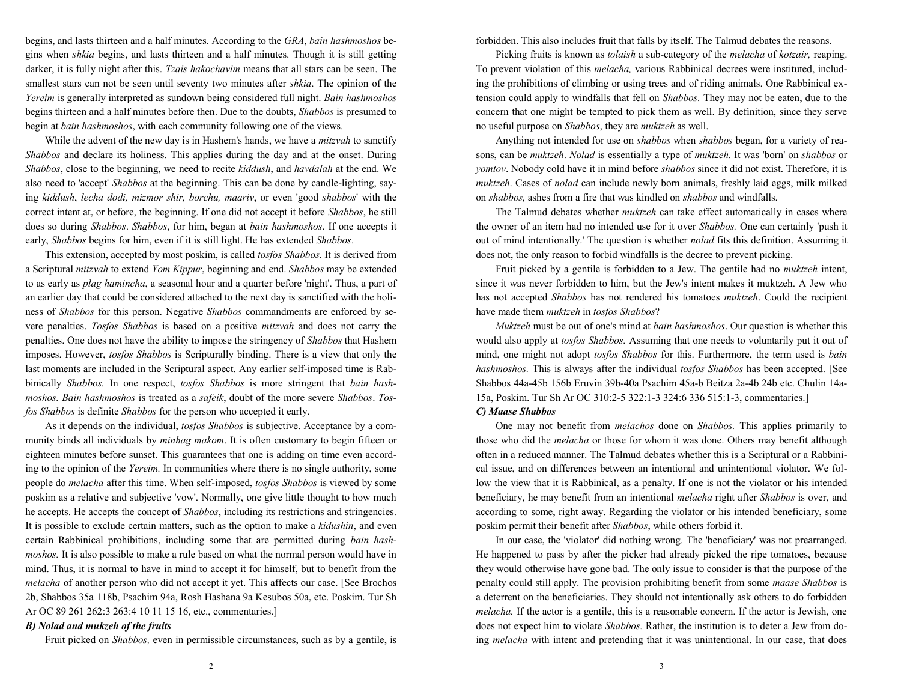begins, and lasts thirteen and a half minutes. According to the *GRA*, *bain hashmoshos* begins when *shkia* begins, and lasts thirteen and a half minutes. Though it is still getting darker, it is fully night after this. *Tzais hakochavim* means that all stars can be seen. The smallest stars can not be seen until seventy two minutes after *shkia*. The opinion of the *Yereim* is generally interpreted as sundown being considered full night. *Bain hashmoshos* begins thirteen and a half minutes before then. Due to the doubts, *Shabbos* is presumed to begin at *bain hashmoshos*, with each community following one of the views.

While the advent of the new day is in Hashem's hands, we have a *mitzvah* to sanctify *Shabbos* and declare its holiness. This applies during the day and at the onset. During *Shabbos*, close to the beginning, we need to recite *kiddush*, and *havdalah* at the end. We also need to 'accept' *Shabbos* at the beginning. This can be done by candle-lighting, saying *kiddush*, *lecha dodi, mizmor shir, borchu, maariv*, or even 'good *shabbos*' with the correct intent at, or before, the beginning. If one did not accept it before *Shabbos*, he still does so during *Shabbos*. *Shabbos*, for him, began at *bain hashmoshos*. If one accepts it early, *Shabbos* begins for him, even if it is still light. He has extended *Shabbos*.

This extension, accepted by most poskim, is called *tosfos Shabbos*. It is derived from a Scriptural *mitzvah* to extend *Yom Kippur*, beginning and end. *Shabbos* may be extended to as early as *plag hamincha*, a seasonal hour and a quarter before 'night'. Thus, a part of an earlier day that could be considered attached to the next day is sanctified with the holiness of *Shabbos* for this person. Negative *Shabbos* commandments are enforced by severe penalties. *Tosfos Shabbos* is based on a positive *mitzvah* and does not carry the penalties. One does not have the ability to impose the stringency of *Shabbos* that Hashem imposes. However, *tosfos Shabbos* is Scripturally binding. There is a view that only the last moments are included in the Scriptural aspect. Any earlier self-imposed time is Rabbinically *Shabbos.* In one respect, *tosfos Shabbos* is more stringent that *bain hashmoshos. Bain hashmoshos* is treated as a *safeik*, doubt of the more severe *Shabbos*. *Tosfos Shabbos* is definite *Shabbos* for the person who accepted it early.

As it depends on the individual, *tosfos Shabbos* is subjective. Acceptance by a community binds all individuals by *minhag makom*. It is often customary to begin fifteen or eighteen minutes before sunset. This guarantees that one is adding on time even according to the opinion of the *Yereim.* In communities where there is no single authority, some people do *melacha* after this time. When self-imposed, *tosfos Shabbos* is viewed by some poskim as a relative and subjective 'vow'. Normally, one give little thought to how much he accepts. He accepts the concept of *Shabbos*, including its restrictions and stringencies. It is possible to exclude certain matters, such as the option to make a *kidushin*, and even certain Rabbinical prohibitions, including some that are permitted during *bain hashmoshos.* It is also possible to make a rule based on what the normal person would have in mind. Thus, it is normal to have in mind to accept it for himself, but to benefit from the *melacha* of another person who did not accept it yet. This affects our case. [See Brochos 2b, Shabbos 35a 118b, Psachim 94a, Rosh Hashana 9a Kesubos 50a, etc. Poskim. Tur Sh Ar OC 89 261 262:3 263:4 10 11 15 16, etc., commentaries.]

***B) Nolad and mukzeh of the fruits***

Fruit picked on *Shabbos,* even in permissible circumstances, such as by a gentile, is forbidden. This also includes fruit that falls by itself. The Talmud debates the reasons.

Picking fruits is known as *tolaish* a sub-category of the *melacha* of *kotzair,* reaping. To prevent violation of this *melacha,* various Rabbinical decrees were instituted, including the prohibitions of climbing or using trees and of riding animals. One Rabbinical extension could apply to windfalls that fell on *Shabbos.* They may not be eaten, due to the concern that one might be tempted to pick them as well. By definition, since they serve no useful purpose on *Shabbos*, they are *muktzeh* as well.

Anything not intended for use on *shabbos* when *shabbos* began, for a variety of reasons, can be *muktzeh*. *Nolad* is essentially a type of *muktzeh*. It was 'born' on *shabbos* or *yomtov*. Nobody cold have it in mind before *shabbos* since it did not exist. Therefore, it is *muktzeh*. Cases of *nolad* can include newly born animals, freshly laid eggs, milk milked on *shabbos,* ashes from a fire that was kindled on *shabbos* and windfalls.

The Talmud debates whether *muktzeh* can take effect automatically in cases where the owner of an item had no intended use for it over *Shabbos.* One can certainly 'push it out of mind intentionally.' The question is whether *nolad* fits this definition. Assuming it does not, the only reason to forbid windfalls is the decree to prevent picking.

Fruit picked by a gentile is forbidden to a Jew. The gentile had no *muktzeh* intent, since it was never forbidden to him, but the Jew's intent makes it muktzeh. A Jew who has not accepted *Shabbos* has not rendered his tomatoes *muktzeh*. Could the recipient have made them *muktzeh* in *tosfos Shabbos*?

*Muktzeh* must be out of one's mind at *bain hashmoshos*. Our question is whether this would also apply at *tosfos Shabbos.* Assuming that one needs to voluntarily put it out of mind, one might not adopt *tosfos Shabbos* for this. Furthermore, the term used is *bain hashmoshos.* This is always after the individual *tosfos Shabbos* has been accepted. [See Shabbos 44a-45b 156b Eruvin 39b-40a Psachim 45a-b Beitza 2a-4b 24b etc. Chulin 14a-15a, Poskim. Tur Sh Ar OC 310:2-5 322:1-3 324:6 336 515:1-3, commentaries.]

***C) Maase Shabbos***

One may not benefit from *melachos* done on *Shabbos.* This applies primarily to those who did the *melacha* or those for whom it was done. Others may benefit although often in a reduced manner. The Talmud debates whether this is a Scriptural or a Rabbinical issue, and on differences between an intentional and unintentional violator. We follow the view that it is Rabbinical, as a penalty. If one is not the violator or his intended beneficiary, he may benefit from an intentional *melacha* right after *Shabbos* is over, and according to some, right away. Regarding the violator or his intended beneficiary, some poskim permit their benefit after *Shabbos*, while others forbid it.

In our case, the 'violator' did nothing wrong. The 'beneficiary' was not prearranged. He happened to pass by after the picker had already picked the ripe tomatoes, because they would otherwise have gone bad. The only issue to consider is that the purpose of the penalty could still apply. The provision prohibiting benefit from some *maase Shabbos* is a deterrent on the beneficiaries. They should not intentionally ask others to do forbidden *melacha.* If the actor is a gentile, this is a reasonable concern. If the actor is Jewish, one does not expect him to violate *Shabbos.* Rather, the institution is to deter a Jew from doing *melacha* with intent and pretending that it was unintentional. In our case, that does